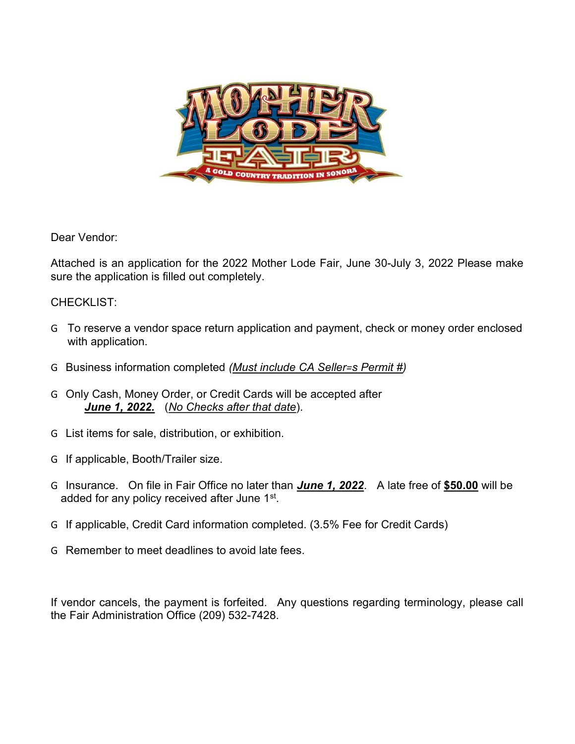Dear Vendor:

Attached is an application for the 2022 Mother Lode Fair, June 30-July 3, 2022 Please make sure the application is filled out completely.

CHECKLIST:

- G To reserve a vendor space return application and payment, check or money order enclosed with application.
- G Business information completed *(Must include CA Seller=s Permit #)*
- G Only Cash, Money Order, or Credit Cards will be accepted after ***June 1, 2022.*** (*No Checks after that date*).
- G List items for sale, distribution, or exhibition.
- G If applicable, Booth/Trailer size.
- G Insurance. On file in Fair Office no later than ***June 1, 2022***. A late free of **$50.00** will be added for any policy received after June 1st.
- G If applicable, Credit Card information completed. (3.5% Fee for Credit Cards)
- G Remember to meet deadlines to avoid late fees.

If vendor cancels, the payment is forfeited. Any questions regarding terminology, please call the Fair Administration Office (209) 532-7428.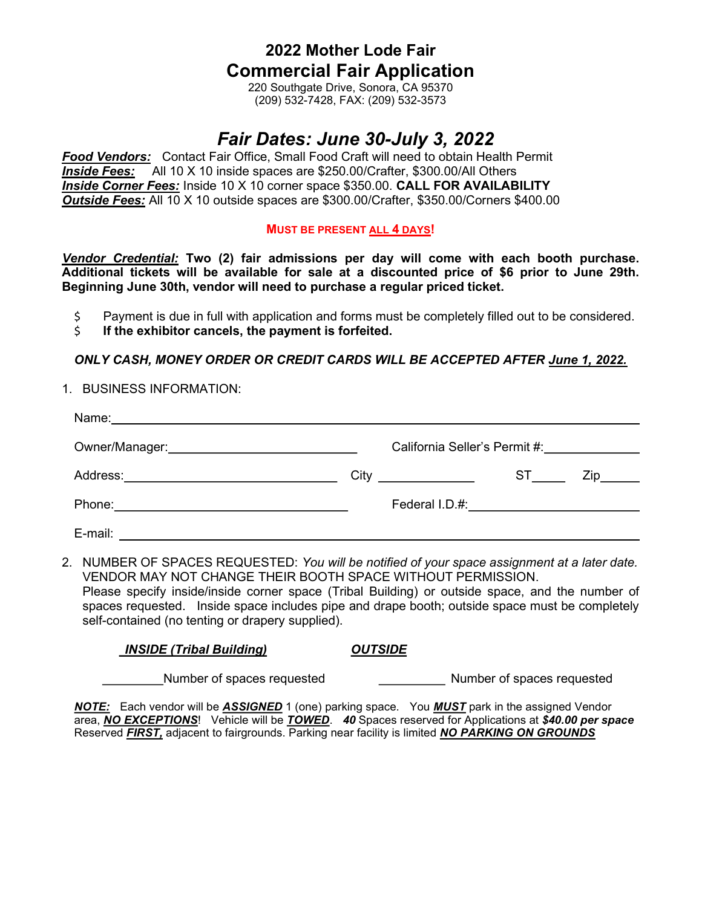# 2022 Mother Lode Fair

## Commercial Fair Application

220 Southgate Drive, Sonora, CA 95370
(209) 532-7428, FAX: (209) 532-3573

## *Fair Dates: June 30-July 3, 2022*

***Food Vendors:*** Contact Fair Office, Small Food Craft will need to obtain Health Permit
***Inside Fees:*** All 10 X 10 inside spaces are $250.00/Crafter, $300.00/All Others
***Inside Corner Fees:*** Inside 10 X 10 corner space $350.00. **CALL FOR AVAILABILITY**
***Outside Fees:*** All 10 X 10 outside spaces are $300.00/Crafter, $350.00/Corners $400.00

**MUST BE PRESENT ALL 4 DAYS!**

***Vendor Credential:*** **Two (2) fair admissions per day will come with each booth purchase. Additional tickets will be available for sale at a discounted price of $6 prior to June 29th. Beginning June 30th, vendor will need to purchase a regular priced ticket.**

- Payment is due in full with application and forms must be completely filled out to be considered.
- **If the exhibitor cancels, the payment is forfeited.**

***ONLY CASH, MONEY ORDER OR CREDIT CARDS WILL BE ACCEPTED AFTER June 1, 2022.***

1. BUSINESS INFORMATION:

Name: ____________________________________________

Owner/Manager: ______________________ California Seller's Permit #: ____________

Address: ______________________ City ____________ ST_____ Zip______

Phone: ______________________ Federal I.D.#: ______________________

E-mail: ____________________________________________

2. NUMBER OF SPACES REQUESTED: *You will be notified of your space assignment at a later date.* VENDOR MAY NOT CHANGE THEIR BOOTH SPACE WITHOUT PERMISSION.
Please specify inside/inside corner space (Tribal Building) or outside space, and the number of spaces requested. Inside space includes pipe and drape booth; outside space must be completely self-contained (no tenting or drapery supplied).

| ***INSIDE (Tribal Building)*** | ***OUTSIDE*** |
|---|---|
| _________Number of spaces requested | __________ Number of spaces requested |

***NOTE:*** Each vendor will be ***ASSIGNED*** 1 (one) parking space. You ***MUST*** park in the assigned Vendor area, ***NO EXCEPTIONS***! Vehicle will be ***TOWED***. ***40*** Spaces reserved for Applications at ***$40.00 per space*** Reserved ***FIRST,*** adjacent to fairgrounds. Parking near facility is limited ***NO PARKING ON GROUNDS***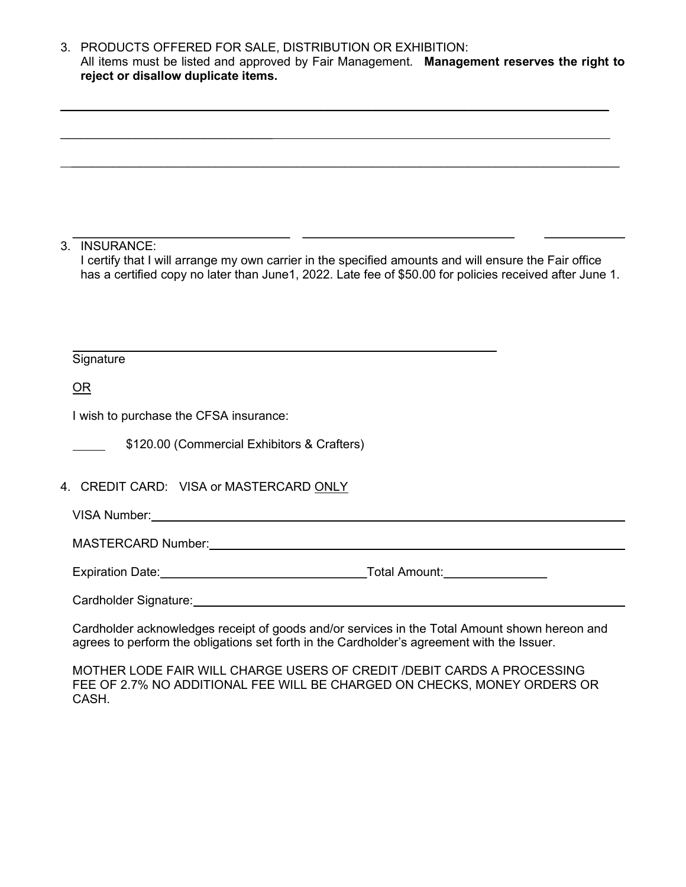3. PRODUCTS OFFERED FOR SALE, DISTRIBUTION OR EXHIBITION:
   All items must be listed and approved by Fair Management. **Management reserves the right to reject or disallow duplicate items.**

______________________________________________________________________________

______________________________________________________________________________

______________________________________________________________________________

______________________________ ______________________________ __________

3. INSURANCE:
   I certify that I will arrange my own carrier in the specified amounts and will ensure the Fair office has a certified copy no later than June1, 2022. Late fee of $50.00 for policies received after June 1.

   ______________________________________________________________
   Signature

   <u>OR</u>

   I wish to purchase the CFSA insurance:

   _____ $120.00 (Commercial Exhibitors & Crafters)

4. CREDIT CARD: VISA or MASTERCARD <u>ONLY</u>

   VISA Number: ______________________________________________________________

   MASTERCARD Number: ______________________________________________________________

   Expiration Date: ______________________________ Total Amount: _______________

   Cardholder Signature: ______________________________________________________________

   Cardholder acknowledges receipt of goods and/or services in the Total Amount shown hereon and agrees to perform the obligations set forth in the Cardholder's agreement with the Issuer.

   MOTHER LODE FAIR WILL CHARGE USERS OF CREDIT /DEBIT CARDS A PROCESSING FEE OF 2.7% NO ADDITIONAL FEE WILL BE CHARGED ON CHECKS, MONEY ORDERS OR CASH.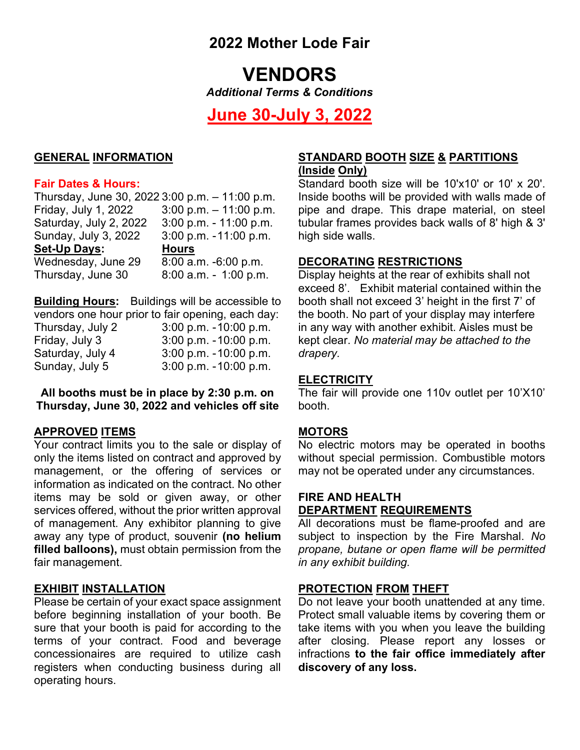# 2022 Mother Lode Fair

# VENDORS

***Additional Terms & Conditions***

## June 30-July 3, 2022

### GENERAL INFORMATION

**Fair Dates & Hours:**

| | |
|---|---|
| Thursday, June 30, 2022 | 3:00 p.m. – 11:00 p.m. |
| Friday, July 1, 2022 | 3:00 p.m. – 11:00 p.m. |
| Saturday, July 2, 2022 | 3:00 p.m. - 11:00 p.m. |
| Sunday, July 3, 2022 | 3:00 p.m. -11:00 p.m. |
| **Set-Up Days:** | **Hours** |
| Wednesday, June 29 | 8:00 a.m. -6:00 p.m. |
| Thursday, June 30 | 8:00 a.m. - 1:00 p.m. |

**Building Hours:** Buildings will be accessible to vendors one hour prior to fair opening, each day:

| | |
|---|---|
| Thursday, July 2 | 3:00 p.m. -10:00 p.m. |
| Friday, July 3 | 3:00 p.m. -10:00 p.m. |
| Saturday, July 4 | 3:00 p.m. -10:00 p.m. |
| Sunday, July 5 | 3:00 p.m. -10:00 p.m. |

**All booths must be in place by 2:30 p.m. on Thursday, June 30, 2022 and vehicles off site**

### APPROVED ITEMS

Your contract limits you to the sale or display of only the items listed on contract and approved by management, or the offering of services or information as indicated on the contract. No other items may be sold or given away, or other services offered, without the prior written approval of management. Any exhibitor planning to give away any type of product, souvenir **(no helium filled balloons),** must obtain permission from the fair management.

### EXHIBIT INSTALLATION

Please be certain of your exact space assignment before beginning installation of your booth. Be sure that your booth is paid for according to the terms of your contract. Food and beverage concessionaires are required to utilize cash registers when conducting business during all operating hours.

### STANDARD BOOTH SIZE & PARTITIONS (Inside Only)

Standard booth size will be 10'x10' or 10' x 20'. Inside booths will be provided with walls made of pipe and drape. This drape material, on steel tubular frames provides back walls of 8' high & 3' high side walls.

### DECORATING RESTRICTIONS

Display heights at the rear of exhibits shall not exceed 8'. Exhibit material contained within the booth shall not exceed 3' height in the first 7' of the booth. No part of your display may interfere in any way with another exhibit. Aisles must be kept clear. *No material may be attached to the drapery.*

### ELECTRICITY

The fair will provide one 110v outlet per 10'X10' booth.

### MOTORS

No electric motors may be operated in booths without special permission. Combustible motors may not be operated under any circumstances.

### FIRE AND HEALTH DEPARTMENT REQUIREMENTS

All decorations must be flame-proofed and are subject to inspection by the Fire Marshal. *No propane, butane or open flame will be permitted in any exhibit building.*

### PROTECTION FROM THEFT

Do not leave your booth unattended at any time. Protect small valuable items by covering them or take items with you when you leave the building after closing. Please report any losses or infractions **to the fair office immediately after discovery of any loss.**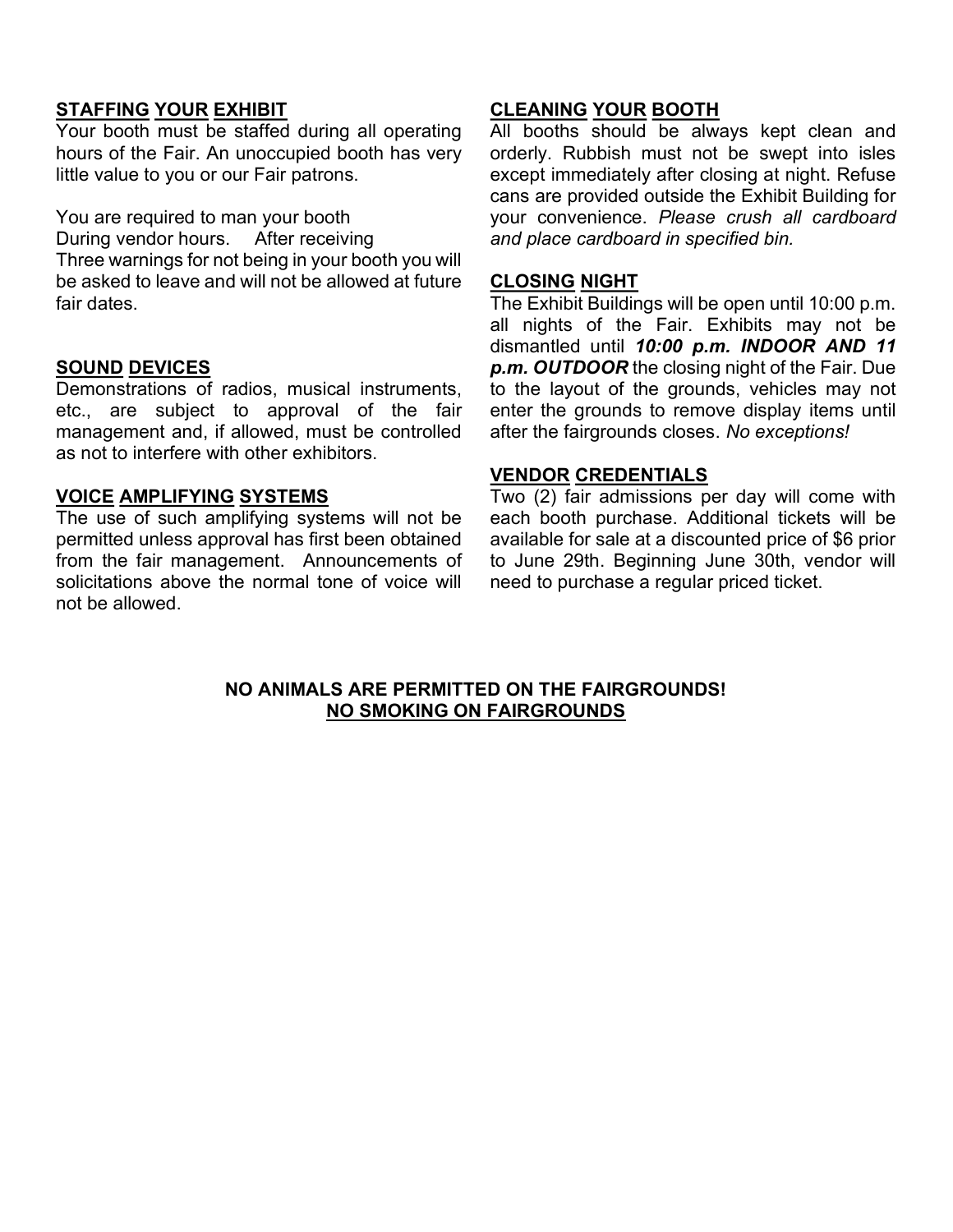## STAFFING YOUR EXHIBIT

Your booth must be staffed during all operating hours of the Fair. An unoccupied booth has very little value to you or our Fair patrons.

You are required to man your booth During vendor hours. After receiving Three warnings for not being in your booth you will be asked to leave and will not be allowed at future fair dates.

## SOUND DEVICES

Demonstrations of radios, musical instruments, etc., are subject to approval of the fair management and, if allowed, must be controlled as not to interfere with other exhibitors.

## VOICE AMPLIFYING SYSTEMS

The use of such amplifying systems will not be permitted unless approval has first been obtained from the fair management. Announcements of solicitations above the normal tone of voice will not be allowed.

## CLEANING YOUR BOOTH

All booths should be always kept clean and orderly. Rubbish must not be swept into isles except immediately after closing at night. Refuse cans are provided outside the Exhibit Building for your convenience. *Please crush all cardboard and place cardboard in specified bin.*

## CLOSING NIGHT

The Exhibit Buildings will be open until 10:00 p.m. all nights of the Fair. Exhibits may not be dismantled until ***10:00 p.m. INDOOR AND 11 p.m. OUTDOOR*** the closing night of the Fair. Due to the layout of the grounds, vehicles may not enter the grounds to remove display items until after the fairgrounds closes. *No exceptions!*

## VENDOR CREDENTIALS

Two (2) fair admissions per day will come with each booth purchase. Additional tickets will be available for sale at a discounted price of $6 prior to June 29th. Beginning June 30th, vendor will need to purchase a regular priced ticket.

**NO ANIMALS ARE PERMITTED ON THE FAIRGROUNDS!**

**NO SMOKING ON FAIRGROUNDS**